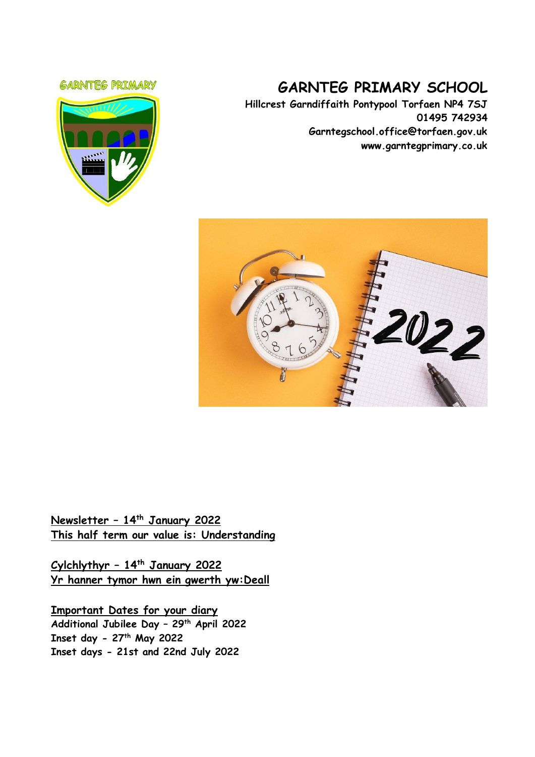GARNTEG PRIMARY

# GARNTEG PRIMARY SCHOOL

**Hillcrest Garndiffaith Pontypool Torfaen NP4 7SJ**
**01495 742934**
**Garntegschool.office@torfaen.gov.uk**
**www.garntegprimary.co.uk**

**Newsletter – 14th January 2022**
**This half term our value is: Understanding**

**Cylchlythyr – 14th January 2022**
**Yr hanner tymor hwn ein gwerth yw:Deall**

**Important Dates for your diary**
**Additional Jubilee Day – 29th April 2022**
**Inset day - 27th May 2022**
**Inset days - 21st and 22nd July 2022**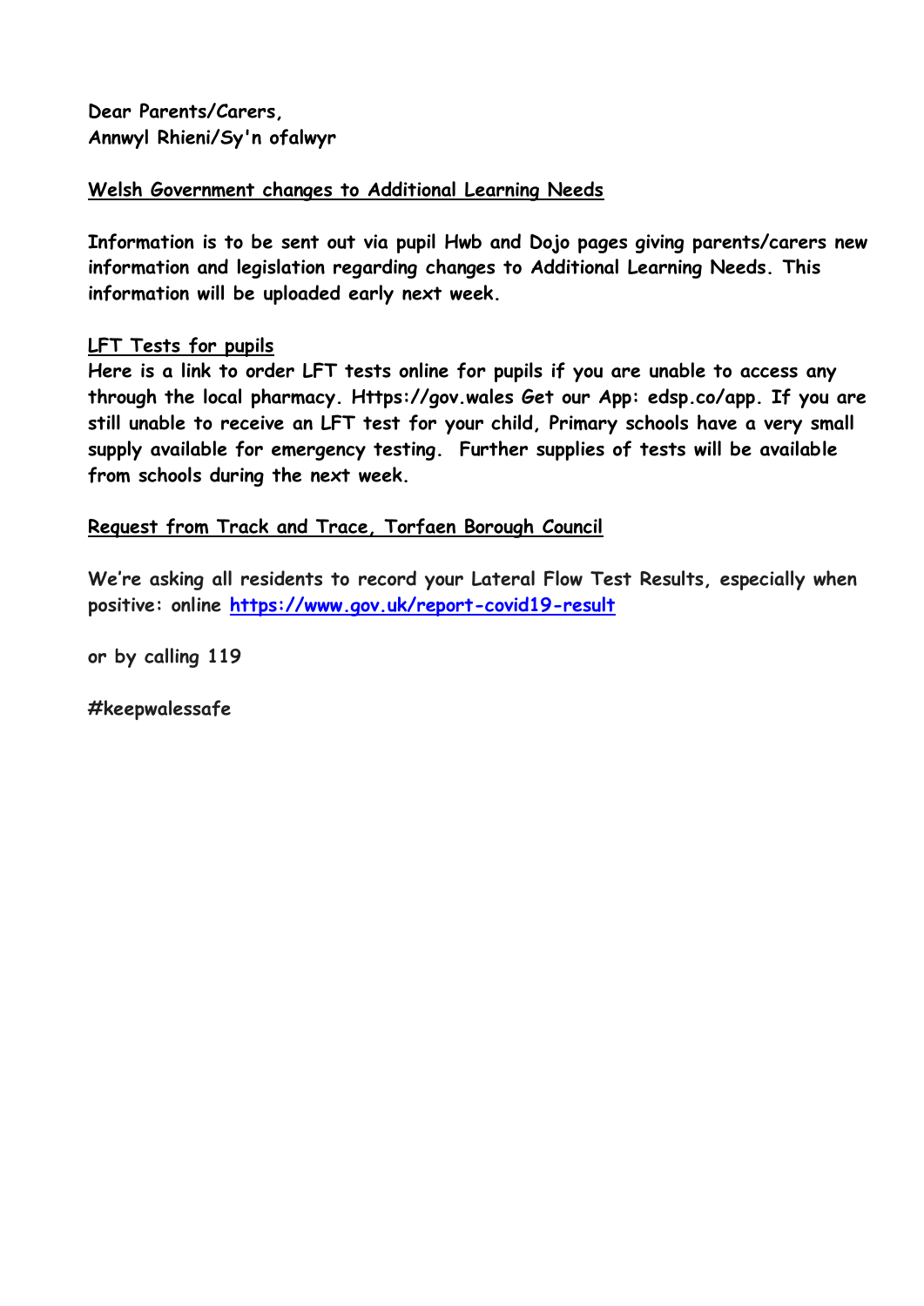**Dear Parents/Carers,**
**Annwyl Rhieni/Sy'n ofalwyr**

**Welsh Government changes to Additional Learning Needs**

**Information is to be sent out via pupil Hwb and Dojo pages giving parents/carers new information and legislation regarding changes to Additional Learning Needs. This information will be uploaded early next week.**

**LFT Tests for pupils**

**Here is a link to order LFT tests online for pupils if you are unable to access any through the local pharmacy. Https://gov.wales Get our App: edsp.co/app. If you are still unable to receive an LFT test for your child, Primary schools have a very small supply available for emergency testing. Further supplies of tests will be available from schools during the next week.**

**Request from Track and Trace, Torfaen Borough Council**

**We're asking all residents to record your Lateral Flow Test Results, especially when positive: online [https://www.gov.uk/report-covid19-result](https://www.gov.uk/report-covid19-result)**

**or by calling 119**

**#keepwalessafe**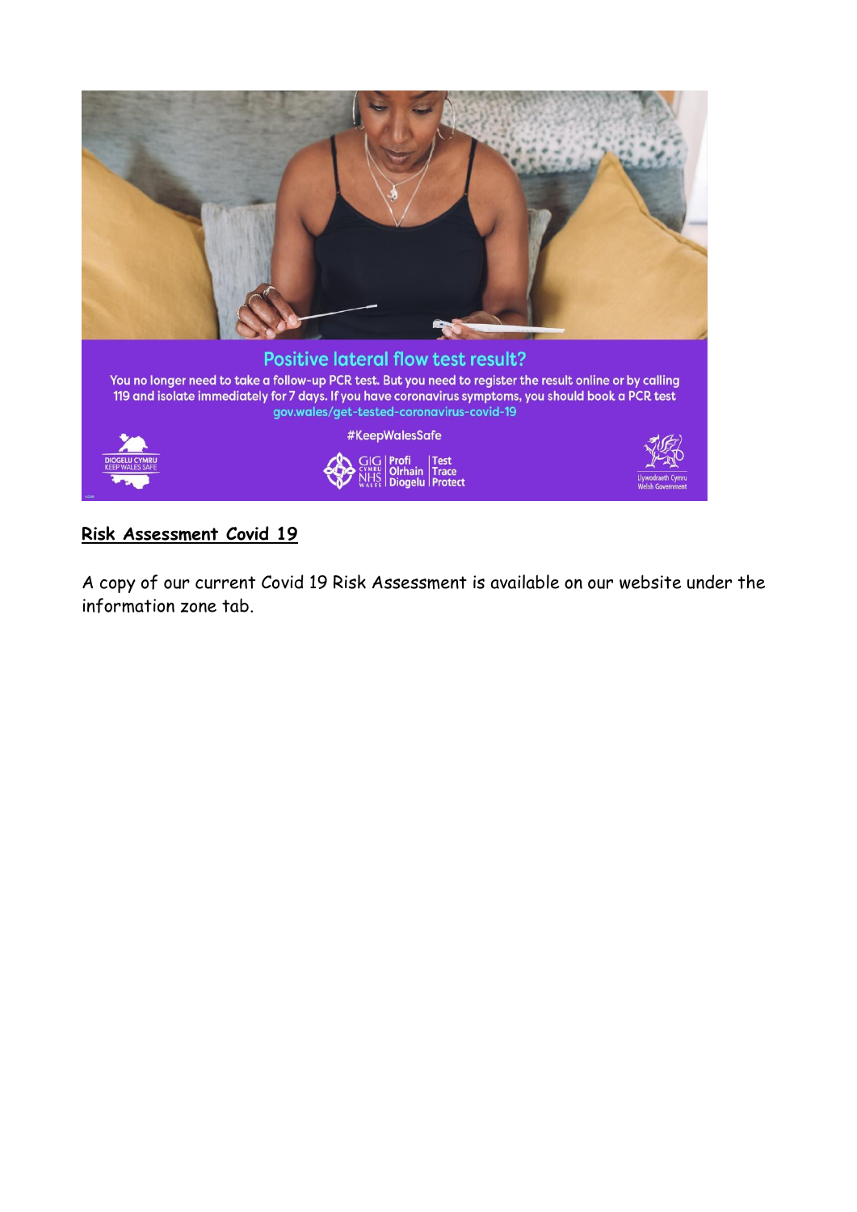## Positive lateral flow test result?

You no longer need to take a follow-up PCR test. But you need to register the result online or by calling 119 and isolate immediately for 7 days. If you have coronavirus symptoms, you should book a PCR test gov.wales/get-tested-coronavirus-covid-19

#KeepWalesSafe

DIOGELU CYMRU KEEP WALES SAFE

GIG CYMRU NHS WALES | Profi Olrhain Diogelu | Test Trace Protect

Llywodraeth Cymru Welsh Government

**Risk Assessment Covid 19**

A copy of our current Covid 19 Risk Assessment is available on our website under the information zone tab.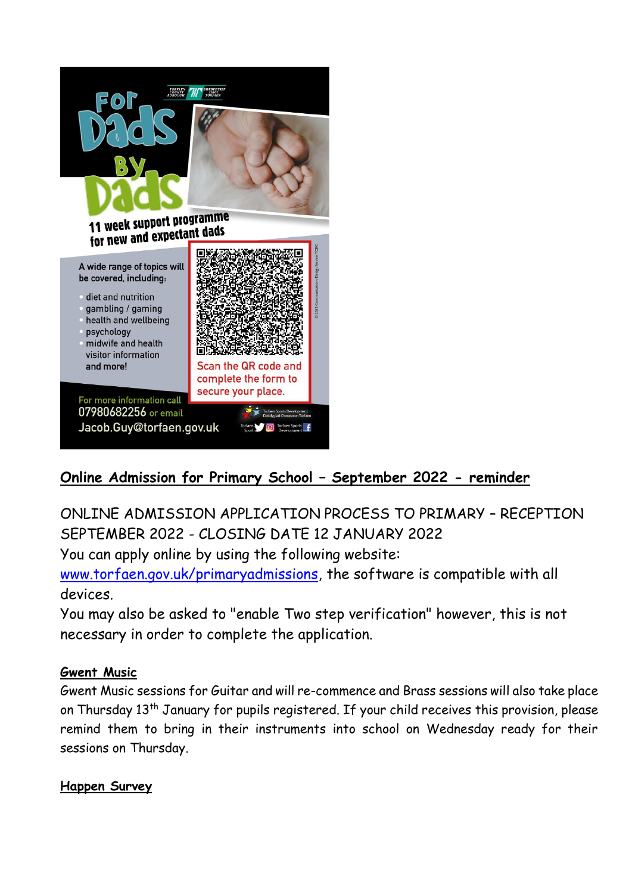For Dads By Dads

11 week support programme for new and expectant dads

A wide range of topics will be covered, including:

- diet and nutrition
- gambling / gaming
- health and wellbeing
- psychology
- midwife and health visitor information

and more!

Scan the QR code and complete the form to secure your place.

For more information call 07980682256 or email Jacob.Guy@torfaen.gov.uk

## Online Admission for Primary School – September 2022 - reminder

ONLINE ADMISSION APPLICATION PROCESS TO PRIMARY – RECEPTION SEPTEMBER 2022 - CLOSING DATE 12 JANUARY 2022

You can apply online by using the following website: www.torfaen.gov.uk/primaryadmissions, the software is compatible with all devices.

You may also be asked to "enable Two step verification" however, this is not necessary in order to complete the application.

### Gwent Music

Gwent Music sessions for Guitar and will re-commence and Brass sessions will also take place on Thursday 13th January for pupils registered. If your child receives this provision, please remind them to bring in their instruments into school on Wednesday ready for their sessions on Thursday.

### Happen Survey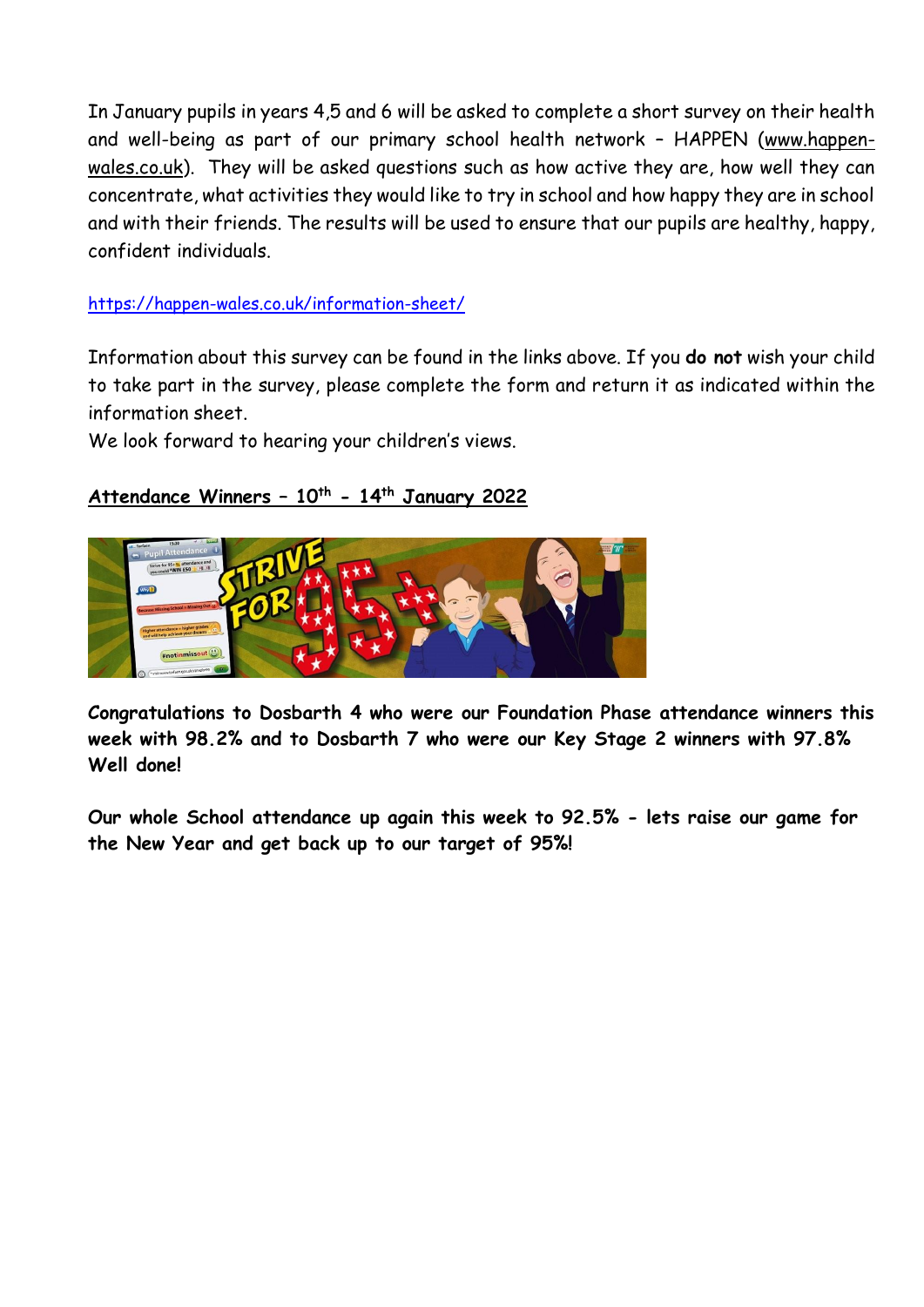In January pupils in years 4,5 and 6 will be asked to complete a short survey on their health and well-being as part of our primary school health network – HAPPEN (www.happen-wales.co.uk). They will be asked questions such as how active they are, how well they can concentrate, what activities they would like to try in school and how happy they are in school and with their friends. The results will be used to ensure that our pupils are healthy, happy, confident individuals.

https://happen-wales.co.uk/information-sheet/

Information about this survey can be found in the links above. If you **do not** wish your child to take part in the survey, please complete the form and return it as indicated within the information sheet.

We look forward to hearing your children's views.

## Attendance Winners – 10th - 14th January 2022

**Congratulations to Dosbarth 4 who were our Foundation Phase attendance winners this week with 98.2% and to Dosbarth 7 who were our Key Stage 2 winners with 97.8% Well done!**

**Our whole School attendance up again this week to 92.5% - lets raise our game for the New Year and get back up to our target of 95%!**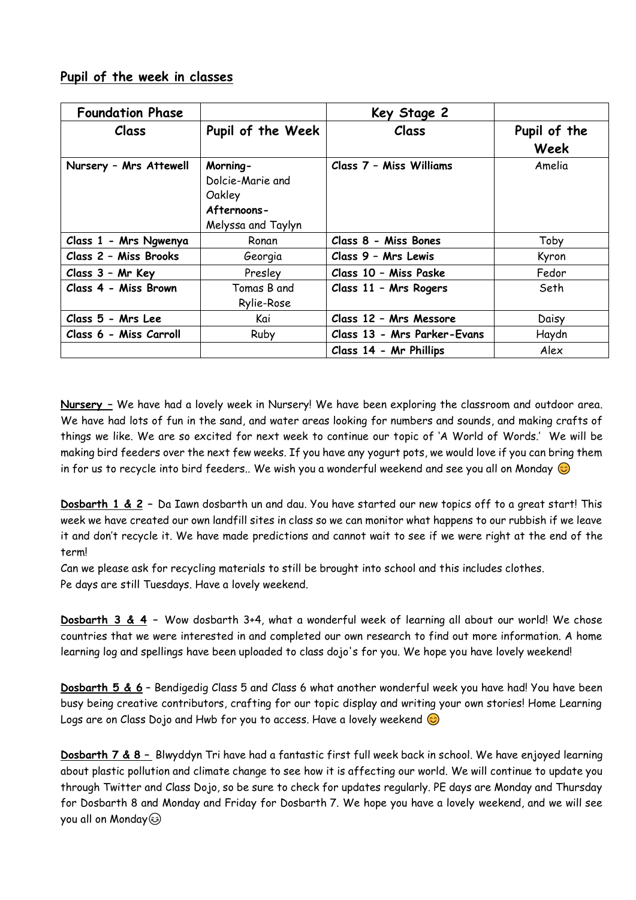## Pupil of the week in classes

| Foundation Phase | | Key Stage 2 | |
|---|---|---|---|
| **Class** | **Pupil of the Week** | **Class** | **Pupil of the Week** |
| Nursery – Mrs Attewell | **Morning-** Dolcie-Marie and Oakley **Afternoons-** Melyssa and Taylyn | Class 7 – Miss Williams | Amelia |
| Class 1 - Mrs Ngwenya | Ronan | Class 8 - Miss Bones | Toby |
| Class 2 – Miss Brooks | Georgia | Class 9 – Mrs Lewis | Kyron |
| Class 3 – Mr Key | Presley | Class 10 – Miss Paske | Fedor |
| Class 4 - Miss Brown | Tomas B and Rylie-Rose | Class 11 – Mrs Rogers | Seth |
| Class 5 - Mrs Lee | Kai | Class 12 – Mrs Messore | Daisy |
| Class 6 - Miss Carroll | Ruby | Class 13 - Mrs Parker-Evans | Haydn |
| | | Class 14 - Mr Phillips | Alex |

**Nursery –** We have had a lovely week in Nursery! We have been exploring the classroom and outdoor area. We have had lots of fun in the sand, and water areas looking for numbers and sounds, and making crafts of things we like. We are so excited for next week to continue our topic of 'A World of Words.' We will be making bird feeders over the next few weeks. If you have any yogurt pots, we would love if you can bring them in for us to recycle into bird feeders.. We wish you a wonderful weekend and see you all on Monday 😊

**Dosbarth 1 & 2** – Da Iawn dosbarth un and dau. You have started our new topics off to a great start! This week we have created our own landfill sites in class so we can monitor what happens to our rubbish if we leave it and don't recycle it. We have made predictions and cannot wait to see if we were right at the end of the term!

Can we please ask for recycling materials to still be brought into school and this includes clothes.

Pe days are still Tuesdays. Have a lovely weekend.

**Dosbarth 3 & 4** – Wow dosbarth 3+4, what a wonderful week of learning all about our world! We chose countries that we were interested in and completed our own research to find out more information. A home learning log and spellings have been uploaded to class dojo's for you. We hope you have lovely weekend!

**Dosbarth 5 & 6** – Bendigedig Class 5 and Class 6 what another wonderful week you have had! You have been busy being creative contributors, crafting for our topic display and writing your own stories! Home Learning Logs are on Class Dojo and Hwb for you to access. Have a lovely weekend 😊

**Dosbarth 7 & 8 –** Blwyddyn Tri have had a fantastic first full week back in school. We have enjoyed learning about plastic pollution and climate change to see how it is affecting our world. We will continue to update you through Twitter and Class Dojo, so be sure to check for updates regularly. PE days are Monday and Thursday for Dosbarth 8 and Monday and Friday for Dosbarth 7. We hope you have a lovely weekend, and we will see you all on Monday😉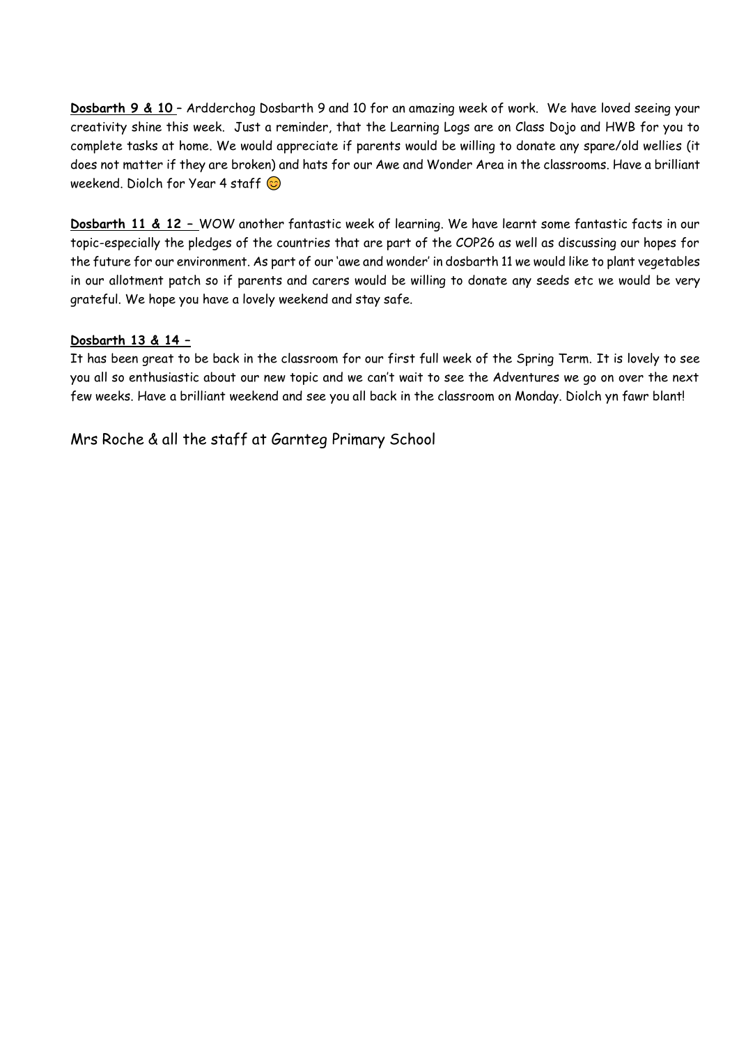**<u>Dosbarth 9 & 10</u>** – Ardderchog Dosbarth 9 and 10 for an amazing week of work. We have loved seeing your creativity shine this week. Just a reminder, that the Learning Logs are on Class Dojo and HWB for you to complete tasks at home. We would appreciate if parents would be willing to donate any spare/old wellies (it does not matter if they are broken) and hats for our Awe and Wonder Area in the classrooms. Have a brilliant weekend. Diolch for Year 4 staff 😊

**<u>Dosbarth 11 & 12 –</u>** WOW another fantastic week of learning. We have learnt some fantastic facts in our topic-especially the pledges of the countries that are part of the COP26 as well as discussing our hopes for the future for our environment. As part of our 'awe and wonder' in dosbarth 11 we would like to plant vegetables in our allotment patch so if parents and carers would be willing to donate any seeds etc we would be very grateful. We hope you have a lovely weekend and stay safe.

**<u>Dosbarth 13 & 14 –</u>**

It has been great to be back in the classroom for our first full week of the Spring Term. It is lovely to see you all so enthusiastic about our new topic and we can't wait to see the Adventures we go on over the next few weeks. Have a brilliant weekend and see you all back in the classroom on Monday. Diolch yn fawr blant!

Mrs Roche & all the staff at Garnteg Primary School